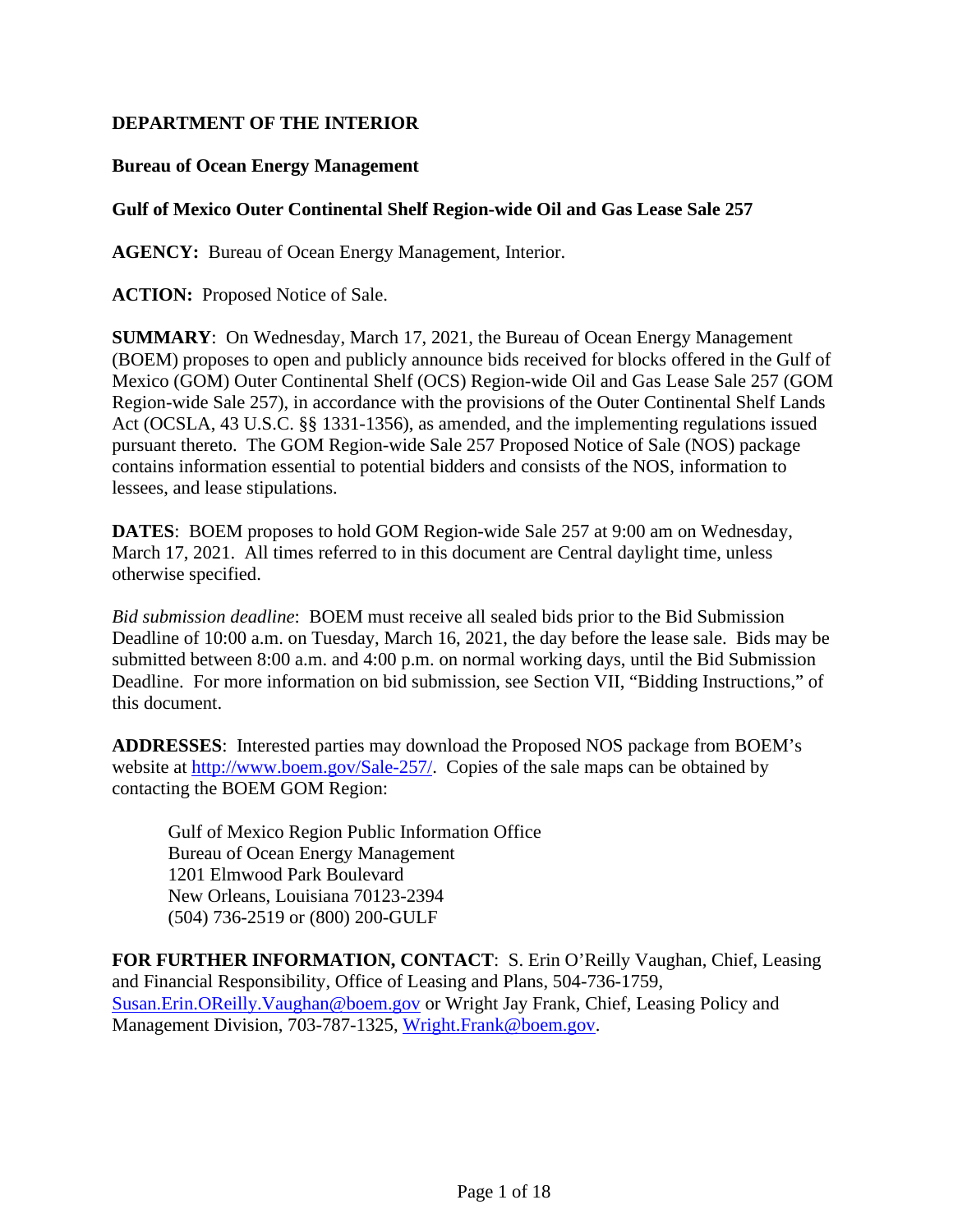**DEPARTMENT OF THE INTERIOR**

**Bureau of Ocean Energy Management**

**Gulf of Mexico Outer Continental Shelf Region-wide Oil and Gas Lease Sale 257**

**AGENCY:** Bureau of Ocean Energy Management, Interior.

**ACTION:** Proposed Notice of Sale.

**SUMMARY**: On Wednesday, March 17, 2021, the Bureau of Ocean Energy Management (BOEM) proposes to open and publicly announce bids received for blocks offered in the Gulf of Mexico (GOM) Outer Continental Shelf (OCS) Region-wide Oil and Gas Lease Sale 257 (GOM Region-wide Sale 257), in accordance with the provisions of the Outer Continental Shelf Lands Act (OCSLA, 43 U.S.C. §§ 1331-1356), as amended, and the implementing regulations issued pursuant thereto. The GOM Region-wide Sale 257 Proposed Notice of Sale (NOS) package contains information essential to potential bidders and consists of the NOS, information to lessees, and lease stipulations.

**DATES**: BOEM proposes to hold GOM Region-wide Sale 257 at 9:00 am on Wednesday, March 17, 2021. All times referred to in this document are Central daylight time, unless otherwise specified.

*Bid submission deadline*: BOEM must receive all sealed bids prior to the Bid Submission Deadline of 10:00 a.m. on Tuesday, March 16, 2021, the day before the lease sale. Bids may be submitted between 8:00 a.m. and 4:00 p.m. on normal working days, until the Bid Submission Deadline. For more information on bid submission, see Section VII, "Bidding Instructions," of this document.

**ADDRESSES**: Interested parties may download the Proposed NOS package from BOEM's website at http://www.boem.gov/Sale-257/. Copies of the sale maps can be obtained by contacting the BOEM GOM Region:

> Gulf of Mexico Region Public Information Office
> Bureau of Ocean Energy Management
> 1201 Elmwood Park Boulevard
> New Orleans, Louisiana 70123-2394
> (504) 736-2519 or (800) 200-GULF

**FOR FURTHER INFORMATION, CONTACT**: S. Erin O'Reilly Vaughan, Chief, Leasing and Financial Responsibility, Office of Leasing and Plans, 504-736-1759, Susan.Erin.OReilly.Vaughan@boem.gov or Wright Jay Frank, Chief, Leasing Policy and Management Division, 703-787-1325, Wright.Frank@boem.gov.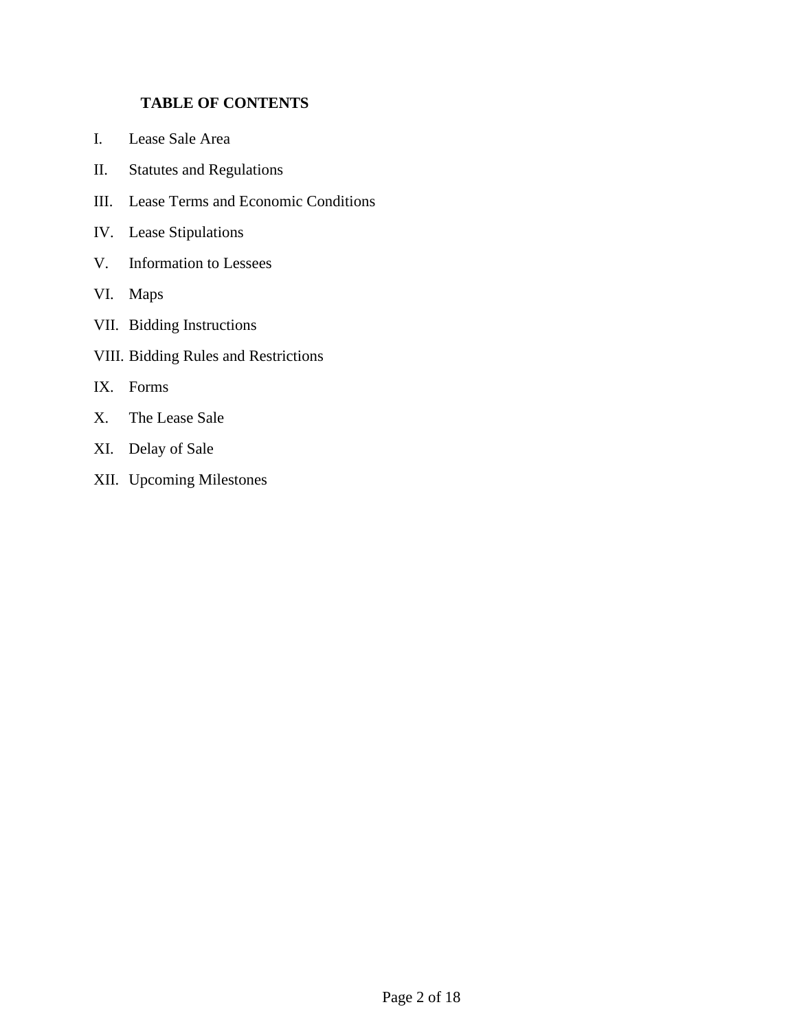**TABLE OF CONTENTS**

I. Lease Sale Area

II. Statutes and Regulations

III. Lease Terms and Economic Conditions

IV. Lease Stipulations

V. Information to Lessees

VI. Maps

VII. Bidding Instructions

VIII. Bidding Rules and Restrictions

IX. Forms

X. The Lease Sale

XI. Delay of Sale

XII. Upcoming Milestones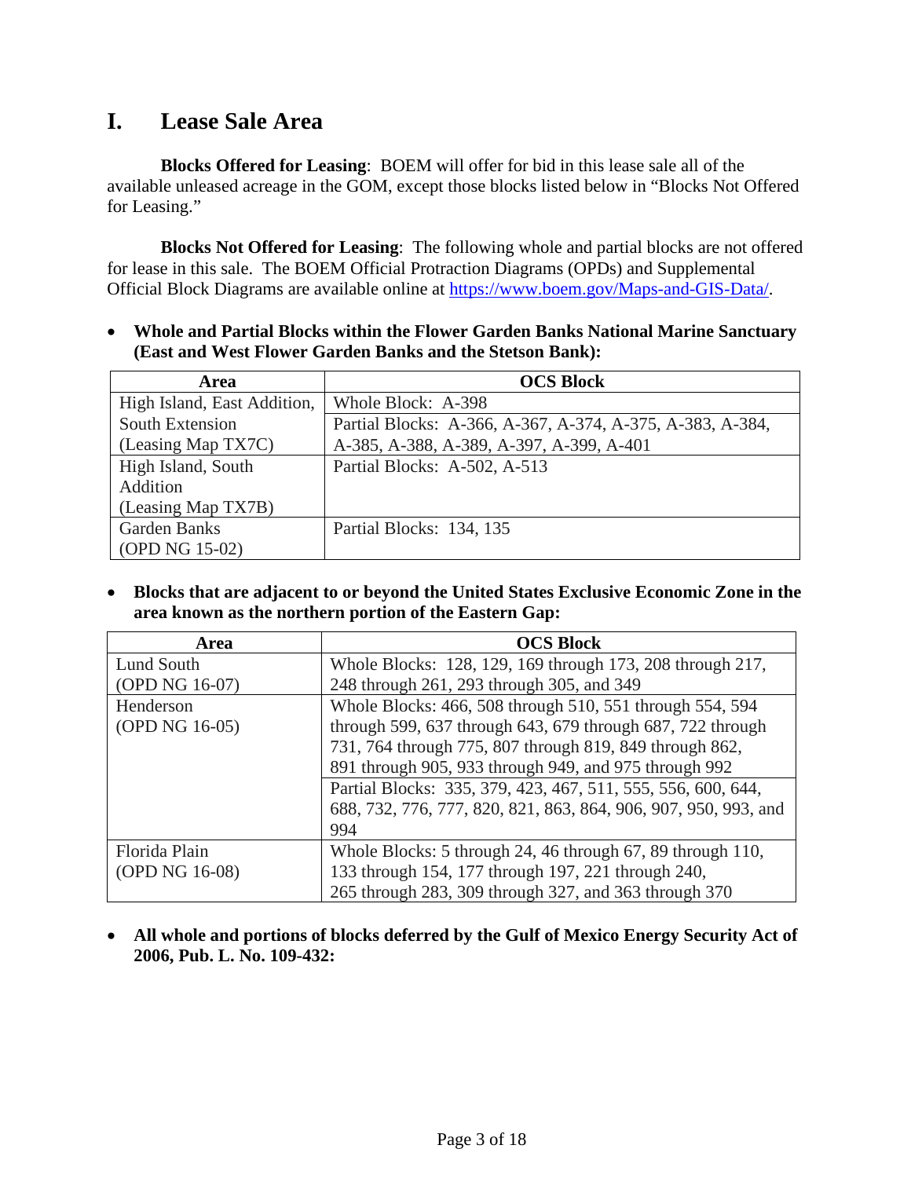# I. Lease Sale Area

**Blocks Offered for Leasing**: BOEM will offer for bid in this lease sale all of the available unleased acreage in the GOM, except those blocks listed below in "Blocks Not Offered for Leasing."

**Blocks Not Offered for Leasing**: The following whole and partial blocks are not offered for lease in this sale. The BOEM Official Protraction Diagrams (OPDs) and Supplemental Official Block Diagrams are available online at https://www.boem.gov/Maps-and-GIS-Data/.

- **Whole and Partial Blocks within the Flower Garden Banks National Marine Sanctuary (East and West Flower Garden Banks and the Stetson Bank):**

| Area | OCS Block |
|---|---|
| High Island, East Addition, South Extension (Leasing Map TX7C) | Whole Block: A-398 |
| | Partial Blocks: A-366, A-367, A-374, A-375, A-383, A-384, A-385, A-388, A-389, A-397, A-399, A-401 |
| High Island, South Addition (Leasing Map TX7B) | Partial Blocks: A-502, A-513 |
| Garden Banks (OPD NG 15-02) | Partial Blocks: 134, 135 |

- **Blocks that are adjacent to or beyond the United States Exclusive Economic Zone in the area known as the northern portion of the Eastern Gap:**

| Area | OCS Block |
|---|---|
| Lund South (OPD NG 16-07) | Whole Blocks: 128, 129, 169 through 173, 208 through 217, 248 through 261, 293 through 305, and 349 |
| Henderson (OPD NG 16-05) | Whole Blocks: 466, 508 through 510, 551 through 554, 594 through 599, 637 through 643, 679 through 687, 722 through 731, 764 through 775, 807 through 819, 849 through 862, 891 through 905, 933 through 949, and 975 through 992 |
| | Partial Blocks: 335, 379, 423, 467, 511, 555, 556, 600, 644, 688, 732, 776, 777, 820, 821, 863, 864, 906, 907, 950, 993, and 994 |
| Florida Plain (OPD NG 16-08) | Whole Blocks: 5 through 24, 46 through 67, 89 through 110, 133 through 154, 177 through 197, 221 through 240, 265 through 283, 309 through 327, and 363 through 370 |

- **All whole and portions of blocks deferred by the Gulf of Mexico Energy Security Act of 2006, Pub. L. No. 109-432:**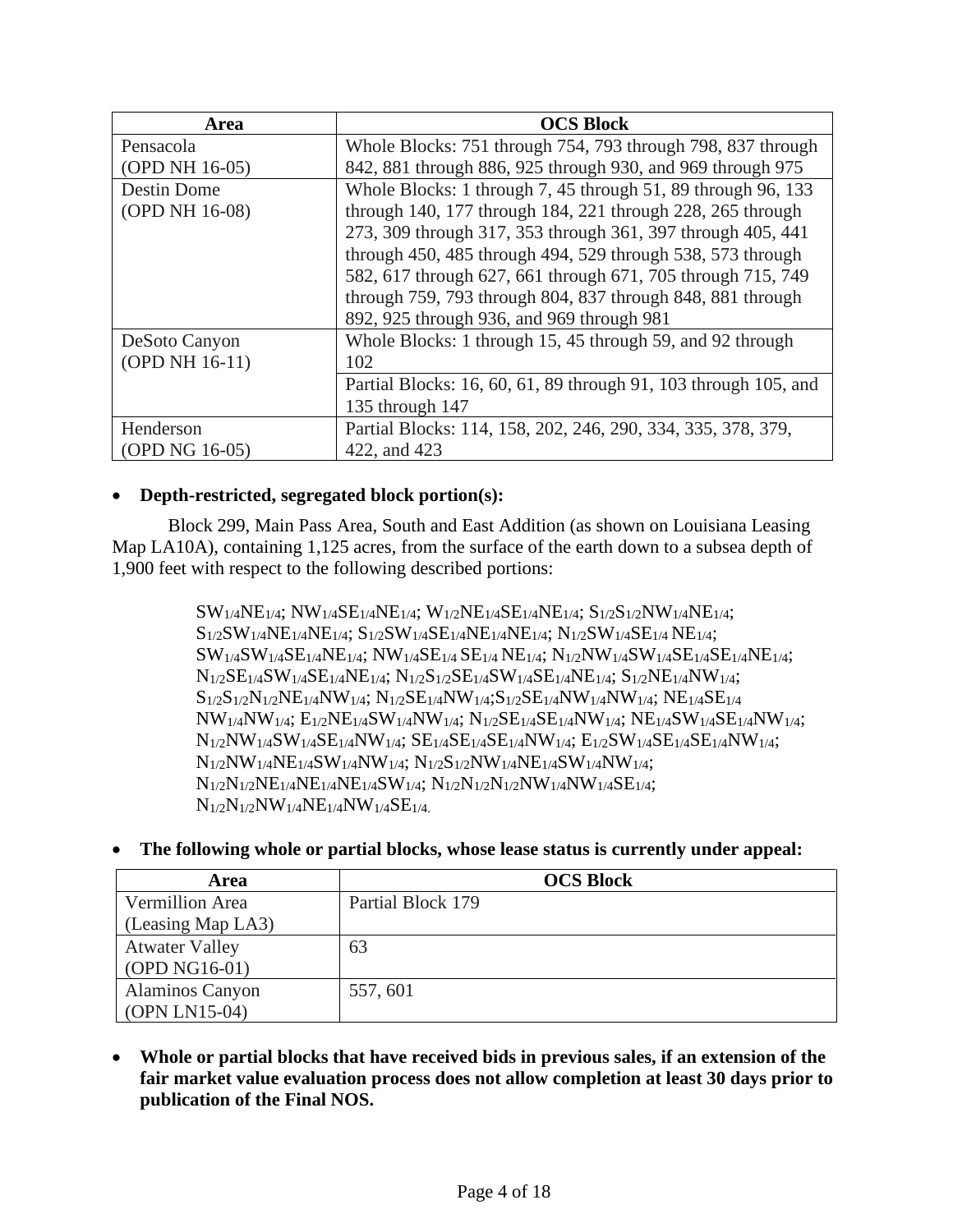| Area | OCS Block |
|---|---|
| Pensacola (OPD NH 16-05) | Whole Blocks: 751 through 754, 793 through 798, 837 through 842, 881 through 886, 925 through 930, and 969 through 975 |
| Destin Dome (OPD NH 16-08) | Whole Blocks: 1 through 7, 45 through 51, 89 through 96, 133 through 140, 177 through 184, 221 through 228, 265 through 273, 309 through 317, 353 through 361, 397 through 405, 441 through 450, 485 through 494, 529 through 538, 573 through 582, 617 through 627, 661 through 671, 705 through 715, 749 through 759, 793 through 804, 837 through 848, 881 through 892, 925 through 936, and 969 through 981 |
| DeSoto Canyon (OPD NH 16-11) | Whole Blocks: 1 through 15, 45 through 59, and 92 through 102 |
| | Partial Blocks: 16, 60, 61, 89 through 91, 103 through 105, and 135 through 147 |
| Henderson (OPD NG 16-05) | Partial Blocks: 114, 158, 202, 246, 290, 334, 335, 378, 379, 422, and 423 |

- **Depth-restricted, segregated block portion(s):**

Block 299, Main Pass Area, South and East Addition (as shown on Louisiana Leasing Map LA10A), containing 1,125 acres, from the surface of the earth down to a subsea depth of 1,900 feet with respect to the following described portions:

> $SW_{1/4}NE_{1/4}$; $NW_{1/4}SE_{1/4}NE_{1/4}$; $W_{1/2}NE_{1/4}SE_{1/4}NE_{1/4}$; $S_{1/2}S_{1/2}NW_{1/4}NE_{1/4}$; $S_{1/2}SW_{1/4}NE_{1/4}NE_{1/4}$; $S_{1/2}SW_{1/4}SE_{1/4}NE_{1/4}NE_{1/4}$; $N_{1/2}SW_{1/4}SE_{1/4}NE_{1/4}$; $SW_{1/4}SW_{1/4}SE_{1/4}NE_{1/4}$; $NW_{1/4}SE_{1/4}SE_{1/4}NE_{1/4}$; $N_{1/2}NW_{1/4}SW_{1/4}SE_{1/4}SE_{1/4}NE_{1/4}$; $N_{1/2}SE_{1/4}SW_{1/4}SE_{1/4}NE_{1/4}$; $N_{1/2}S_{1/2}SE_{1/4}SW_{1/4}SE_{1/4}NE_{1/4}$; $S_{1/2}NE_{1/4}NW_{1/4}$; $S_{1/2}S_{1/2}N_{1/2}NE_{1/4}NW_{1/4}$; $N_{1/2}SE_{1/4}NW_{1/4}$;$S_{1/2}SE_{1/4}NW_{1/4}NW_{1/4}$; $NE_{1/4}SE_{1/4}NW_{1/4}NW_{1/4}$; $E_{1/2}NE_{1/4}SW_{1/4}NW_{1/4}$; $N_{1/2}SE_{1/4}SE_{1/4}NW_{1/4}$; $NE_{1/4}SW_{1/4}SE_{1/4}NW_{1/4}$; $N_{1/2}NW_{1/4}SW_{1/4}SE_{1/4}NW_{1/4}$; $SE_{1/4}SE_{1/4}SE_{1/4}NW_{1/4}$; $E_{1/2}SW_{1/4}SE_{1/4}SE_{1/4}NW_{1/4}$; $N_{1/2}NW_{1/4}NE_{1/4}SW_{1/4}NW_{1/4}$; $N_{1/2}S_{1/2}NW_{1/4}NE_{1/4}SW_{1/4}NW_{1/4}$; $N_{1/2}N_{1/2}NE_{1/4}NE_{1/4}NE_{1/4}SW_{1/4}$; $N_{1/2}N_{1/2}N_{1/2}NW_{1/4}NW_{1/4}SE_{1/4}$; $N_{1/2}N_{1/2}NW_{1/4}NE_{1/4}NW_{1/4}SE_{1/4}$.

- **The following whole or partial blocks, whose lease status is currently under appeal:**

| Area | OCS Block |
|---|---|
| Vermillion Area (Leasing Map LA3) | Partial Block 179 |
| Atwater Valley (OPD NG16-01) | 63 |
| Alaminos Canyon (OPN LN15-04) | 557, 601 |

- **Whole or partial blocks that have received bids in previous sales, if an extension of the fair market value evaluation process does not allow completion at least 30 days prior to publication of the Final NOS.**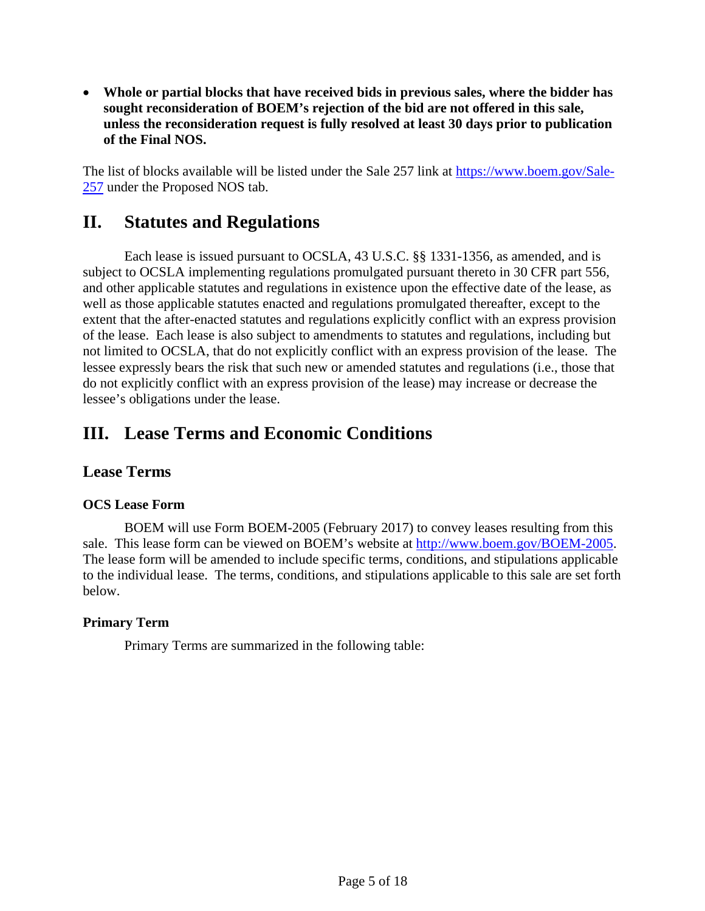- **Whole or partial blocks that have received bids in previous sales, where the bidder has sought reconsideration of BOEM's rejection of the bid are not offered in this sale, unless the reconsideration request is fully resolved at least 30 days prior to publication of the Final NOS.**

The list of blocks available will be listed under the Sale 257 link at https://www.boem.gov/Sale-257 under the Proposed NOS tab.

# II. Statutes and Regulations

Each lease is issued pursuant to OCSLA, 43 U.S.C. §§ 1331-1356, as amended, and is subject to OCSLA implementing regulations promulgated pursuant thereto in 30 CFR part 556, and other applicable statutes and regulations in existence upon the effective date of the lease, as well as those applicable statutes enacted and regulations promulgated thereafter, except to the extent that the after-enacted statutes and regulations explicitly conflict with an express provision of the lease. Each lease is also subject to amendments to statutes and regulations, including but not limited to OCSLA, that do not explicitly conflict with an express provision of the lease. The lessee expressly bears the risk that such new or amended statutes and regulations (i.e., those that do not explicitly conflict with an express provision of the lease) may increase or decrease the lessee's obligations under the lease.

# III. Lease Terms and Economic Conditions

## Lease Terms

### OCS Lease Form

BOEM will use Form BOEM-2005 (February 2017) to convey leases resulting from this sale. This lease form can be viewed on BOEM's website at http://www.boem.gov/BOEM-2005. The lease form will be amended to include specific terms, conditions, and stipulations applicable to the individual lease. The terms, conditions, and stipulations applicable to this sale are set forth below.

### Primary Term

Primary Terms are summarized in the following table: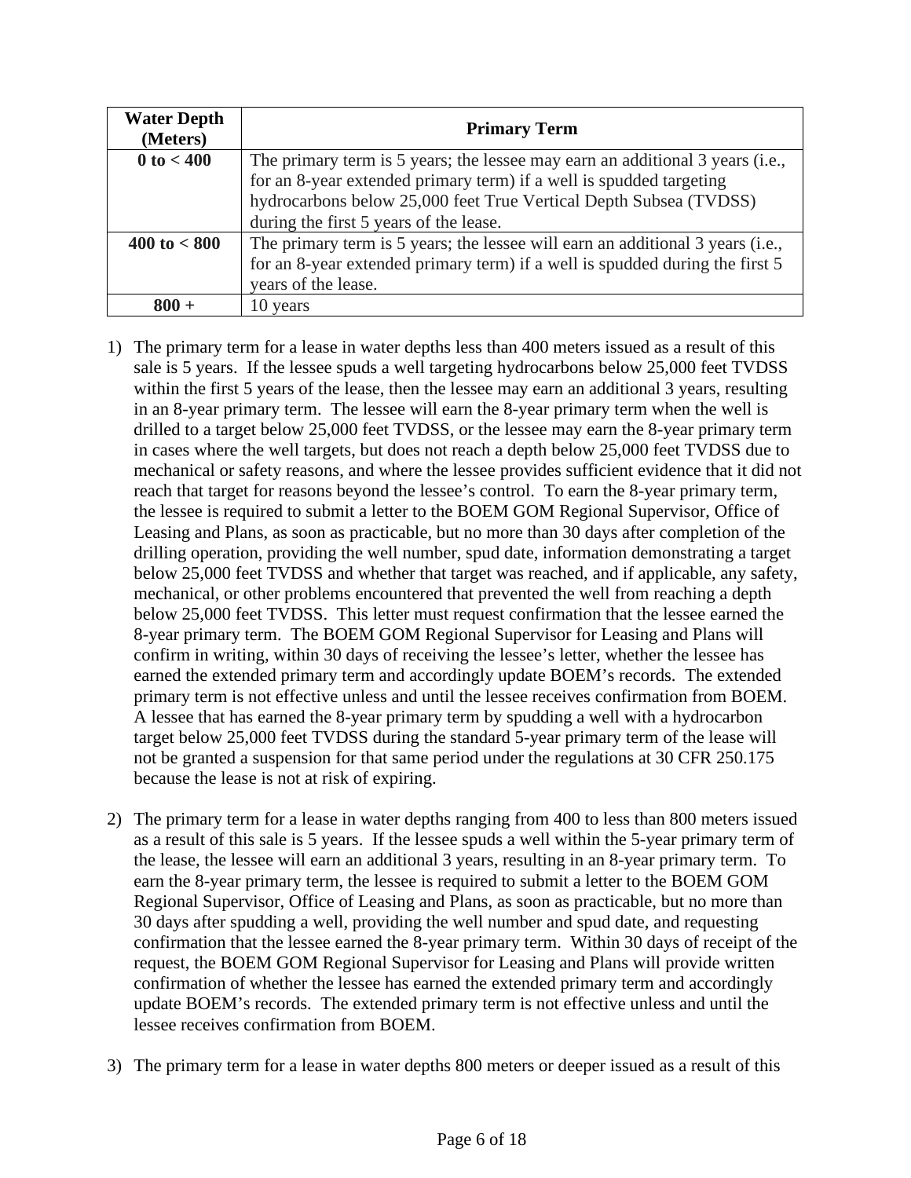| Water Depth (Meters) | Primary Term |
|---|---|
| **0 to < 400** | The primary term is 5 years; the lessee may earn an additional 3 years (i.e., for an 8-year extended primary term) if a well is spudded targeting hydrocarbons below 25,000 feet True Vertical Depth Subsea (TVDSS) during the first 5 years of the lease. |
| **400 to < 800** | The primary term is 5 years; the lessee will earn an additional 3 years (i.e., for an 8-year extended primary term) if a well is spudded during the first 5 years of the lease. |
| **800 +** | 10 years |

1) The primary term for a lease in water depths less than 400 meters issued as a result of this sale is 5 years. If the lessee spuds a well targeting hydrocarbons below 25,000 feet TVDSS within the first 5 years of the lease, then the lessee may earn an additional 3 years, resulting in an 8-year primary term. The lessee will earn the 8-year primary term when the well is drilled to a target below 25,000 feet TVDSS, or the lessee may earn the 8-year primary term in cases where the well targets, but does not reach a depth below 25,000 feet TVDSS due to mechanical or safety reasons, and where the lessee provides sufficient evidence that it did not reach that target for reasons beyond the lessee's control. To earn the 8-year primary term, the lessee is required to submit a letter to the BOEM GOM Regional Supervisor, Office of Leasing and Plans, as soon as practicable, but no more than 30 days after completion of the drilling operation, providing the well number, spud date, information demonstrating a target below 25,000 feet TVDSS and whether that target was reached, and if applicable, any safety, mechanical, or other problems encountered that prevented the well from reaching a depth below 25,000 feet TVDSS. This letter must request confirmation that the lessee earned the 8-year primary term. The BOEM GOM Regional Supervisor for Leasing and Plans will confirm in writing, within 30 days of receiving the lessee's letter, whether the lessee has earned the extended primary term and accordingly update BOEM's records. The extended primary term is not effective unless and until the lessee receives confirmation from BOEM. A lessee that has earned the 8-year primary term by spudding a well with a hydrocarbon target below 25,000 feet TVDSS during the standard 5-year primary term of the lease will not be granted a suspension for that same period under the regulations at 30 CFR 250.175 because the lease is not at risk of expiring.

2) The primary term for a lease in water depths ranging from 400 to less than 800 meters issued as a result of this sale is 5 years. If the lessee spuds a well within the 5-year primary term of the lease, the lessee will earn an additional 3 years, resulting in an 8-year primary term. To earn the 8-year primary term, the lessee is required to submit a letter to the BOEM GOM Regional Supervisor, Office of Leasing and Plans, as soon as practicable, but no more than 30 days after spudding a well, providing the well number and spud date, and requesting confirmation that the lessee earned the 8-year primary term. Within 30 days of receipt of the request, the BOEM GOM Regional Supervisor for Leasing and Plans will provide written confirmation of whether the lessee has earned the extended primary term and accordingly update BOEM's records. The extended primary term is not effective unless and until the lessee receives confirmation from BOEM.

3) The primary term for a lease in water depths 800 meters or deeper issued as a result of this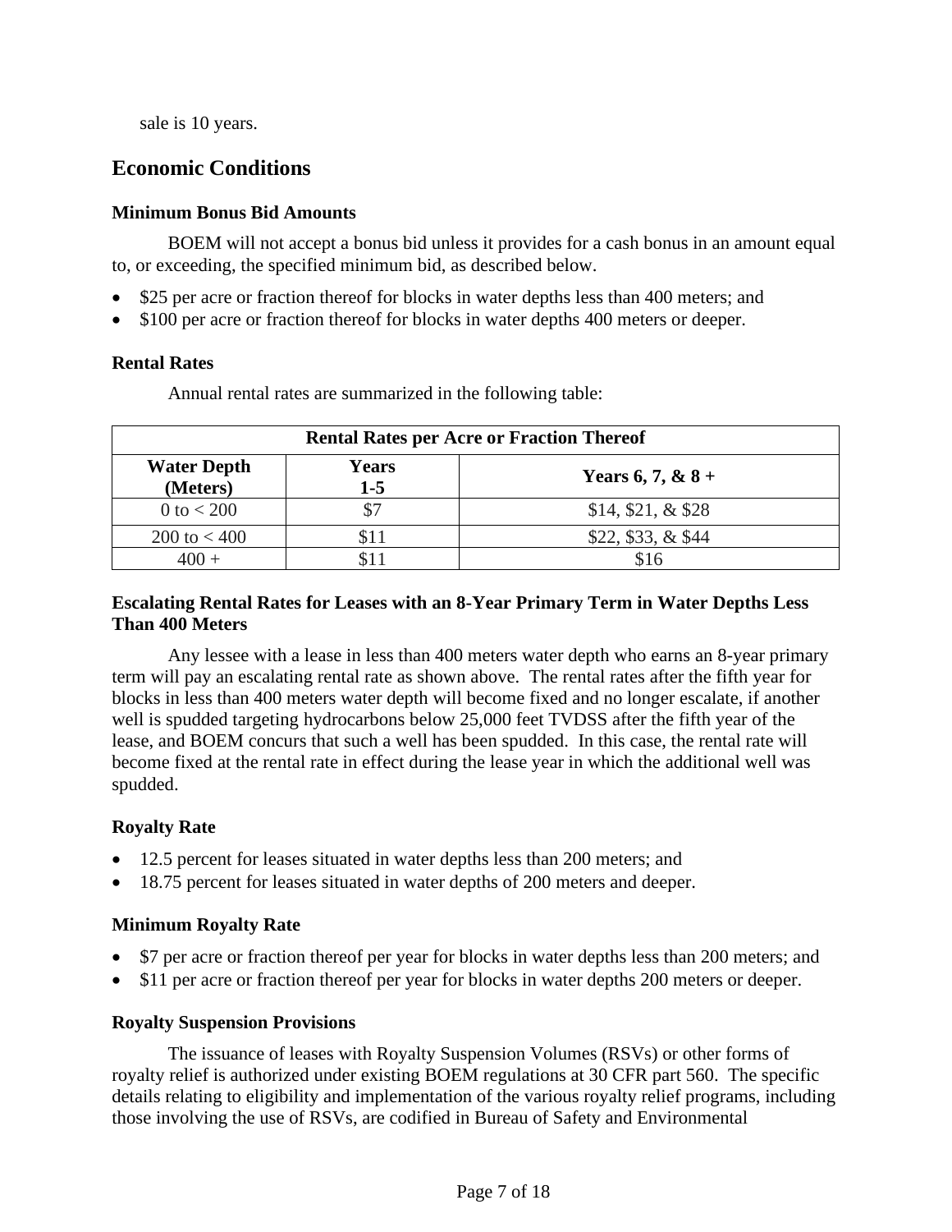sale is 10 years.

## Economic Conditions

### Minimum Bonus Bid Amounts

BOEM will not accept a bonus bid unless it provides for a cash bonus in an amount equal to, or exceeding, the specified minimum bid, as described below.

- $25 per acre or fraction thereof for blocks in water depths less than 400 meters; and
- $100 per acre or fraction thereof for blocks in water depths 400 meters or deeper.

### Rental Rates

Annual rental rates are summarized in the following table:

| Rental Rates per Acre or Fraction Thereof | | |
|---|---|---|
| **Water Depth (Meters)** | **Years 1-5** | **Years 6, 7, & 8 +** |
| 0 to < 200 | $7 | $14, $21, & $28 |
| 200 to < 400 | $11 | $22, $33, & $44 |
| 400 + | $11 | $16 |

### Escalating Rental Rates for Leases with an 8-Year Primary Term in Water Depths Less Than 400 Meters

Any lessee with a lease in less than 400 meters water depth who earns an 8-year primary term will pay an escalating rental rate as shown above. The rental rates after the fifth year for blocks in less than 400 meters water depth will become fixed and no longer escalate, if another well is spudded targeting hydrocarbons below 25,000 feet TVDSS after the fifth year of the lease, and BOEM concurs that such a well has been spudded. In this case, the rental rate will become fixed at the rental rate in effect during the lease year in which the additional well was spudded.

### Royalty Rate

- 12.5 percent for leases situated in water depths less than 200 meters; and
- 18.75 percent for leases situated in water depths of 200 meters and deeper.

### Minimum Royalty Rate

- $7 per acre or fraction thereof per year for blocks in water depths less than 200 meters; and
- $11 per acre or fraction thereof per year for blocks in water depths 200 meters or deeper.

### Royalty Suspension Provisions

The issuance of leases with Royalty Suspension Volumes (RSVs) or other forms of royalty relief is authorized under existing BOEM regulations at 30 CFR part 560. The specific details relating to eligibility and implementation of the various royalty relief programs, including those involving the use of RSVs, are codified in Bureau of Safety and Environmental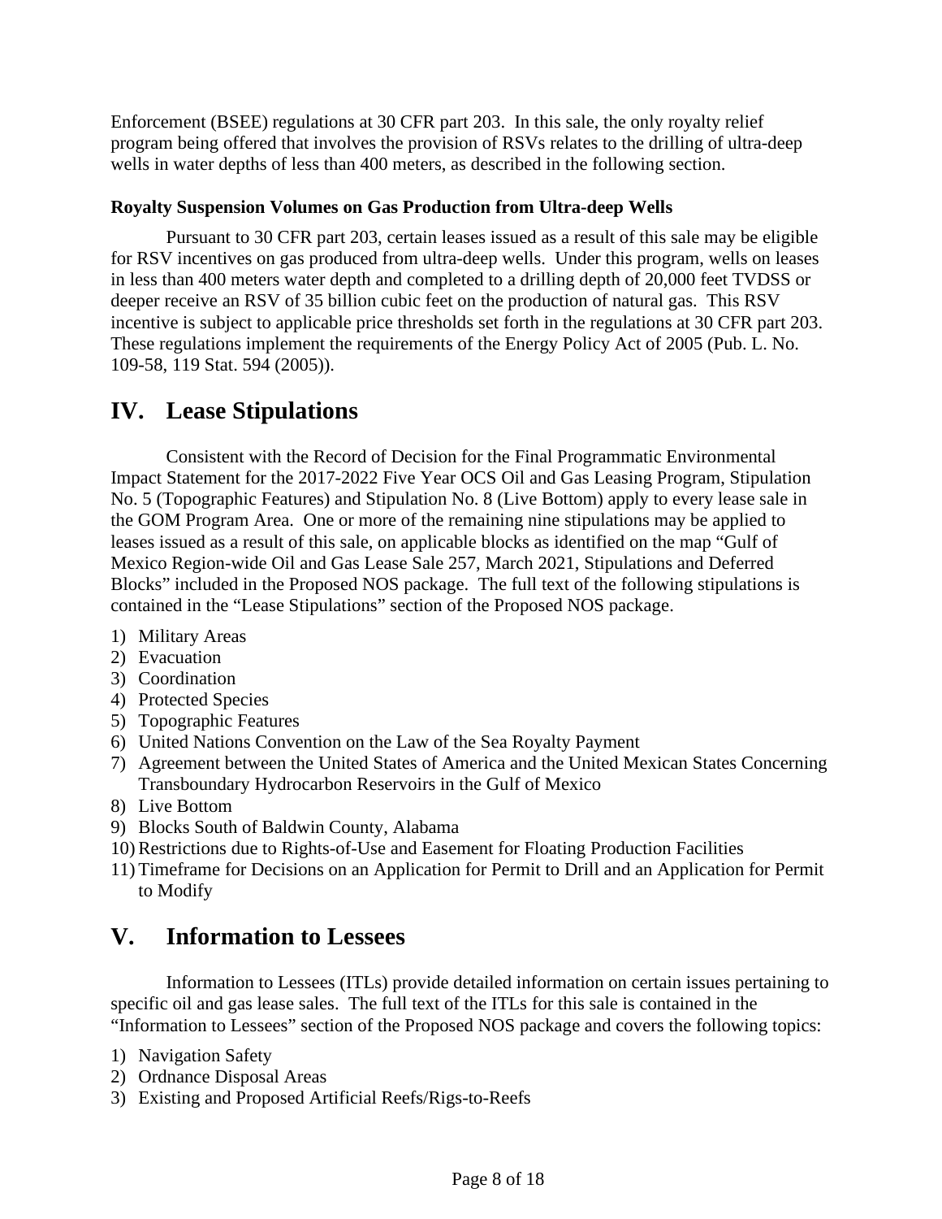Enforcement (BSEE) regulations at 30 CFR part 203. In this sale, the only royalty relief program being offered that involves the provision of RSVs relates to the drilling of ultra-deep wells in water depths of less than 400 meters, as described in the following section.

**Royalty Suspension Volumes on Gas Production from Ultra-deep Wells**

Pursuant to 30 CFR part 203, certain leases issued as a result of this sale may be eligible for RSV incentives on gas produced from ultra-deep wells. Under this program, wells on leases in less than 400 meters water depth and completed to a drilling depth of 20,000 feet TVDSS or deeper receive an RSV of 35 billion cubic feet on the production of natural gas. This RSV incentive is subject to applicable price thresholds set forth in the regulations at 30 CFR part 203. These regulations implement the requirements of the Energy Policy Act of 2005 (Pub. L. No. 109-58, 119 Stat. 594 (2005)).

## IV. Lease Stipulations

Consistent with the Record of Decision for the Final Programmatic Environmental Impact Statement for the 2017-2022 Five Year OCS Oil and Gas Leasing Program, Stipulation No. 5 (Topographic Features) and Stipulation No. 8 (Live Bottom) apply to every lease sale in the GOM Program Area. One or more of the remaining nine stipulations may be applied to leases issued as a result of this sale, on applicable blocks as identified on the map "Gulf of Mexico Region-wide Oil and Gas Lease Sale 257, March 2021, Stipulations and Deferred Blocks" included in the Proposed NOS package. The full text of the following stipulations is contained in the "Lease Stipulations" section of the Proposed NOS package.

1) Military Areas
2) Evacuation
3) Coordination
4) Protected Species
5) Topographic Features
6) United Nations Convention on the Law of the Sea Royalty Payment
7) Agreement between the United States of America and the United Mexican States Concerning Transboundary Hydrocarbon Reservoirs in the Gulf of Mexico
8) Live Bottom
9) Blocks South of Baldwin County, Alabama
10) Restrictions due to Rights-of-Use and Easement for Floating Production Facilities
11) Timeframe for Decisions on an Application for Permit to Drill and an Application for Permit to Modify

## V. Information to Lessees

Information to Lessees (ITLs) provide detailed information on certain issues pertaining to specific oil and gas lease sales. The full text of the ITLs for this sale is contained in the "Information to Lessees" section of the Proposed NOS package and covers the following topics:

1) Navigation Safety
2) Ordnance Disposal Areas
3) Existing and Proposed Artificial Reefs/Rigs-to-Reefs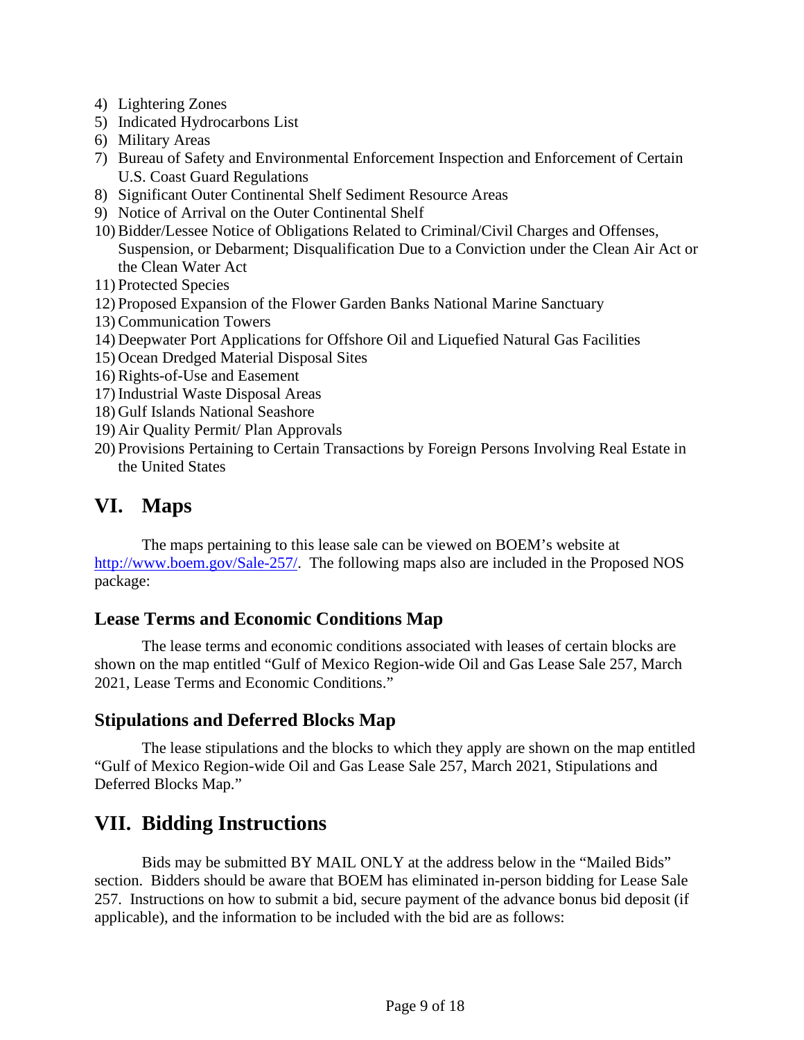4) Lightering Zones
5) Indicated Hydrocarbons List
6) Military Areas
7) Bureau of Safety and Environmental Enforcement Inspection and Enforcement of Certain U.S. Coast Guard Regulations
8) Significant Outer Continental Shelf Sediment Resource Areas
9) Notice of Arrival on the Outer Continental Shelf
10) Bidder/Lessee Notice of Obligations Related to Criminal/Civil Charges and Offenses, Suspension, or Debarment; Disqualification Due to a Conviction under the Clean Air Act or the Clean Water Act
11) Protected Species
12) Proposed Expansion of the Flower Garden Banks National Marine Sanctuary
13) Communication Towers
14) Deepwater Port Applications for Offshore Oil and Liquefied Natural Gas Facilities
15) Ocean Dredged Material Disposal Sites
16) Rights-of-Use and Easement
17) Industrial Waste Disposal Areas
18) Gulf Islands National Seashore
19) Air Quality Permit/ Plan Approvals
20) Provisions Pertaining to Certain Transactions by Foreign Persons Involving Real Estate in the United States

# VI. Maps

The maps pertaining to this lease sale can be viewed on BOEM's website at http://www.boem.gov/Sale-257/. The following maps also are included in the Proposed NOS package:

## Lease Terms and Economic Conditions Map

The lease terms and economic conditions associated with leases of certain blocks are shown on the map entitled "Gulf of Mexico Region-wide Oil and Gas Lease Sale 257, March 2021, Lease Terms and Economic Conditions."

## Stipulations and Deferred Blocks Map

The lease stipulations and the blocks to which they apply are shown on the map entitled "Gulf of Mexico Region-wide Oil and Gas Lease Sale 257, March 2021, Stipulations and Deferred Blocks Map."

# VII. Bidding Instructions

Bids may be submitted BY MAIL ONLY at the address below in the "Mailed Bids" section. Bidders should be aware that BOEM has eliminated in-person bidding for Lease Sale 257. Instructions on how to submit a bid, secure payment of the advance bonus bid deposit (if applicable), and the information to be included with the bid are as follows: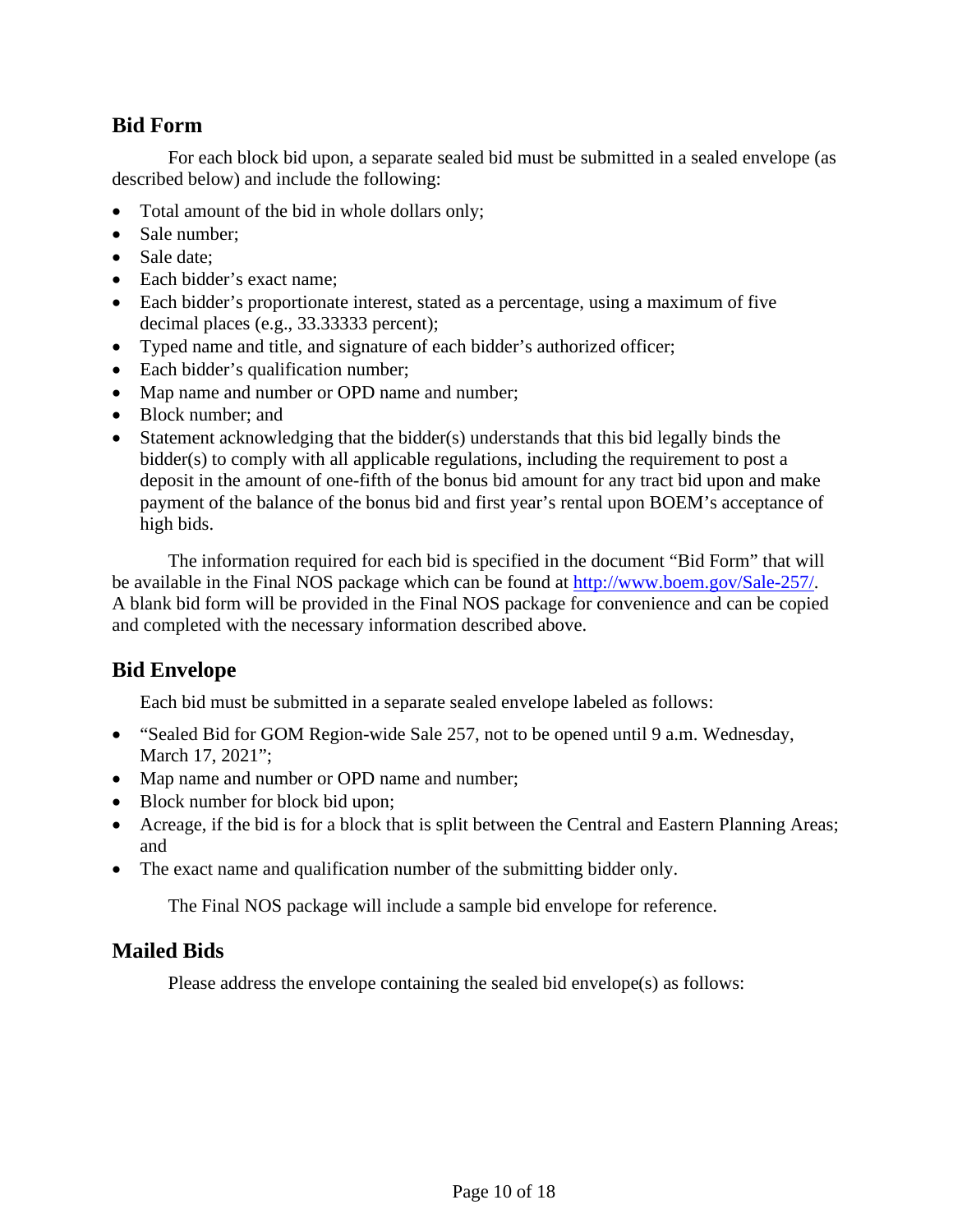## Bid Form

For each block bid upon, a separate sealed bid must be submitted in a sealed envelope (as described below) and include the following:

- Total amount of the bid in whole dollars only;
- Sale number;
- Sale date;
- Each bidder's exact name;
- Each bidder's proportionate interest, stated as a percentage, using a maximum of five decimal places (e.g., 33.33333 percent);
- Typed name and title, and signature of each bidder's authorized officer;
- Each bidder's qualification number;
- Map name and number or OPD name and number;
- Block number; and
- Statement acknowledging that the bidder(s) understands that this bid legally binds the bidder(s) to comply with all applicable regulations, including the requirement to post a deposit in the amount of one-fifth of the bonus bid amount for any tract bid upon and make payment of the balance of the bonus bid and first year's rental upon BOEM's acceptance of high bids.

The information required for each bid is specified in the document "Bid Form" that will be available in the Final NOS package which can be found at [http://www.boem.gov/Sale-257/](http://www.boem.gov/Sale-257/). A blank bid form will be provided in the Final NOS package for convenience and can be copied and completed with the necessary information described above.

## Bid Envelope

Each bid must be submitted in a separate sealed envelope labeled as follows:

- "Sealed Bid for GOM Region-wide Sale 257, not to be opened until 9 a.m. Wednesday, March 17, 2021";
- Map name and number or OPD name and number;
- Block number for block bid upon;
- Acreage, if the bid is for a block that is split between the Central and Eastern Planning Areas; and
- The exact name and qualification number of the submitting bidder only.

The Final NOS package will include a sample bid envelope for reference.

## Mailed Bids

Please address the envelope containing the sealed bid envelope(s) as follows: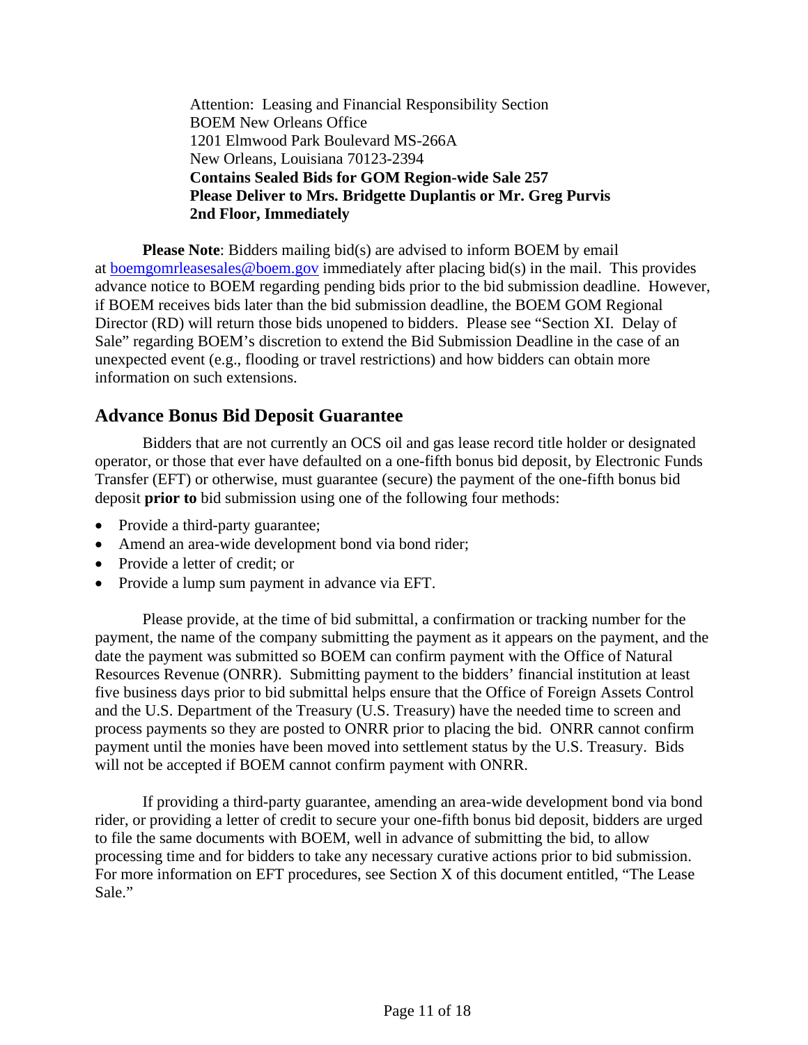Attention: Leasing and Financial Responsibility Section
BOEM New Orleans Office
1201 Elmwood Park Boulevard MS-266A
New Orleans, Louisiana 70123-2394
**Contains Sealed Bids for GOM Region-wide Sale 257**
**Please Deliver to Mrs. Bridgette Duplantis or Mr. Greg Purvis**
**2nd Floor, Immediately**

**Please Note**: Bidders mailing bid(s) are advised to inform BOEM by email at boemgomrleasesales@boem.gov immediately after placing bid(s) in the mail. This provides advance notice to BOEM regarding pending bids prior to the bid submission deadline. However, if BOEM receives bids later than the bid submission deadline, the BOEM GOM Regional Director (RD) will return those bids unopened to bidders. Please see "Section XI. Delay of Sale" regarding BOEM's discretion to extend the Bid Submission Deadline in the case of an unexpected event (e.g., flooding or travel restrictions) and how bidders can obtain more information on such extensions.

## Advance Bonus Bid Deposit Guarantee

Bidders that are not currently an OCS oil and gas lease record title holder or designated operator, or those that ever have defaulted on a one-fifth bonus bid deposit, by Electronic Funds Transfer (EFT) or otherwise, must guarantee (secure) the payment of the one-fifth bonus bid deposit **prior to** bid submission using one of the following four methods:

- Provide a third-party guarantee;
- Amend an area-wide development bond via bond rider;
- Provide a letter of credit; or
- Provide a lump sum payment in advance via EFT.

Please provide, at the time of bid submittal, a confirmation or tracking number for the payment, the name of the company submitting the payment as it appears on the payment, and the date the payment was submitted so BOEM can confirm payment with the Office of Natural Resources Revenue (ONRR). Submitting payment to the bidders' financial institution at least five business days prior to bid submittal helps ensure that the Office of Foreign Assets Control and the U.S. Department of the Treasury (U.S. Treasury) have the needed time to screen and process payments so they are posted to ONRR prior to placing the bid. ONRR cannot confirm payment until the monies have been moved into settlement status by the U.S. Treasury. Bids will not be accepted if BOEM cannot confirm payment with ONRR.

If providing a third-party guarantee, amending an area-wide development bond via bond rider, or providing a letter of credit to secure your one-fifth bonus bid deposit, bidders are urged to file the same documents with BOEM, well in advance of submitting the bid, to allow processing time and for bidders to take any necessary curative actions prior to bid submission. For more information on EFT procedures, see Section X of this document entitled, "The Lease Sale."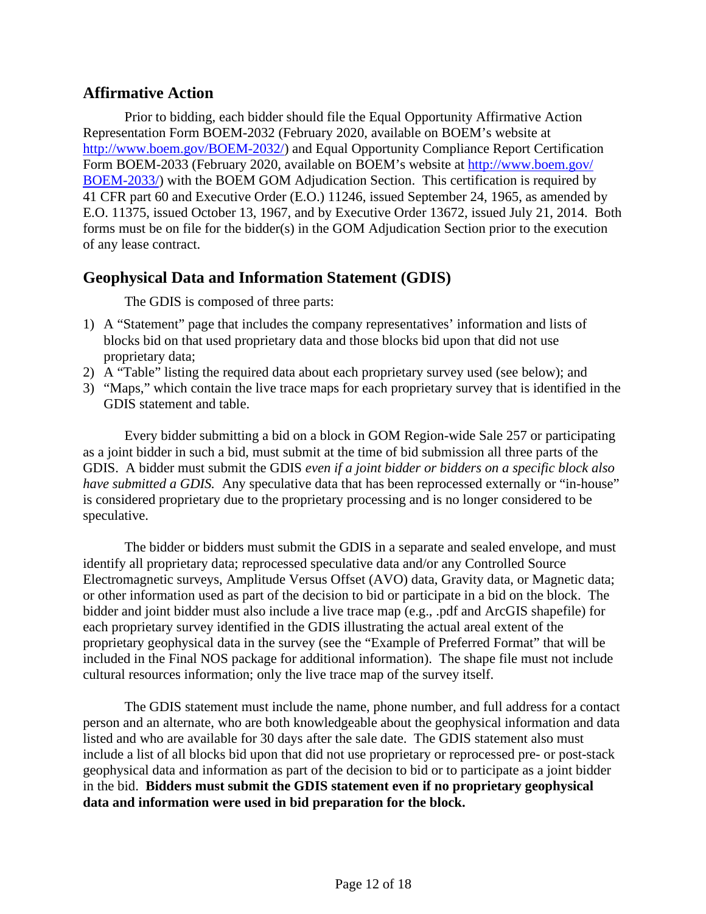## Affirmative Action

Prior to bidding, each bidder should file the Equal Opportunity Affirmative Action Representation Form BOEM-2032 (February 2020, available on BOEM's website at http://www.boem.gov/BOEM-2032/) and Equal Opportunity Compliance Report Certification Form BOEM-2033 (February 2020, available on BOEM's website at http://www.boem.gov/BOEM-2033/) with the BOEM GOM Adjudication Section. This certification is required by 41 CFR part 60 and Executive Order (E.O.) 11246, issued September 24, 1965, as amended by E.O. 11375, issued October 13, 1967, and by Executive Order 13672, issued July 21, 2014. Both forms must be on file for the bidder(s) in the GOM Adjudication Section prior to the execution of any lease contract.

## Geophysical Data and Information Statement (GDIS)

The GDIS is composed of three parts:

1) A "Statement" page that includes the company representatives' information and lists of blocks bid on that used proprietary data and those blocks bid upon that did not use proprietary data;
2) A "Table" listing the required data about each proprietary survey used (see below); and
3) "Maps," which contain the live trace maps for each proprietary survey that is identified in the GDIS statement and table.

Every bidder submitting a bid on a block in GOM Region-wide Sale 257 or participating as a joint bidder in such a bid, must submit at the time of bid submission all three parts of the GDIS. A bidder must submit the GDIS *even if a joint bidder or bidders on a specific block also have submitted a GDIS.* Any speculative data that has been reprocessed externally or "in-house" is considered proprietary due to the proprietary processing and is no longer considered to be speculative.

The bidder or bidders must submit the GDIS in a separate and sealed envelope, and must identify all proprietary data; reprocessed speculative data and/or any Controlled Source Electromagnetic surveys, Amplitude Versus Offset (AVO) data, Gravity data, or Magnetic data; or other information used as part of the decision to bid or participate in a bid on the block. The bidder and joint bidder must also include a live trace map (e.g., .pdf and ArcGIS shapefile) for each proprietary survey identified in the GDIS illustrating the actual areal extent of the proprietary geophysical data in the survey (see the "Example of Preferred Format" that will be included in the Final NOS package for additional information). The shape file must not include cultural resources information; only the live trace map of the survey itself.

The GDIS statement must include the name, phone number, and full address for a contact person and an alternate, who are both knowledgeable about the geophysical information and data listed and who are available for 30 days after the sale date. The GDIS statement also must include a list of all blocks bid upon that did not use proprietary or reprocessed pre- or post-stack geophysical data and information as part of the decision to bid or to participate as a joint bidder in the bid. **Bidders must submit the GDIS statement even if no proprietary geophysical data and information were used in bid preparation for the block.**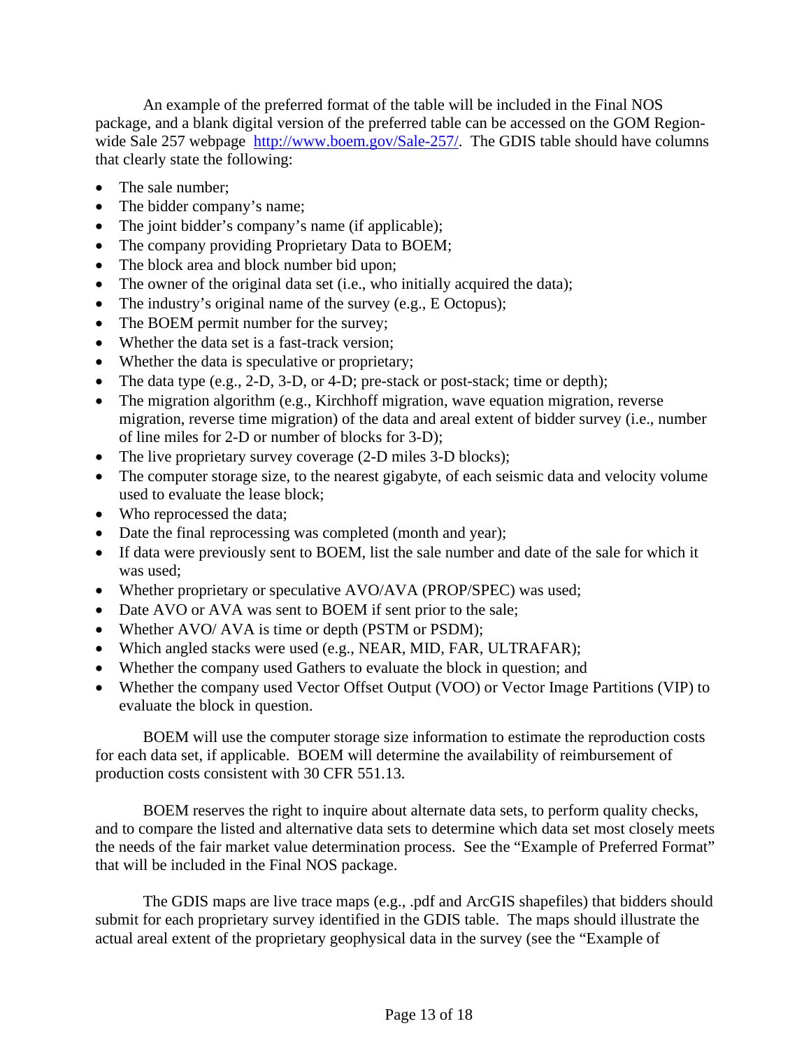An example of the preferred format of the table will be included in the Final NOS package, and a blank digital version of the preferred table can be accessed on the GOM Region-wide Sale 257 webpage http://www.boem.gov/Sale-257/. The GDIS table should have columns that clearly state the following:

- The sale number;
- The bidder company's name;
- The joint bidder's company's name (if applicable);
- The company providing Proprietary Data to BOEM;
- The block area and block number bid upon;
- The owner of the original data set (i.e., who initially acquired the data);
- The industry's original name of the survey (e.g., E Octopus);
- The BOEM permit number for the survey;
- Whether the data set is a fast-track version;
- Whether the data is speculative or proprietary;
- The data type (e.g., 2-D, 3-D, or 4-D; pre-stack or post-stack; time or depth);
- The migration algorithm (e.g., Kirchhoff migration, wave equation migration, reverse migration, reverse time migration) of the data and areal extent of bidder survey (i.e., number of line miles for 2-D or number of blocks for 3-D);
- The live proprietary survey coverage (2-D miles 3-D blocks);
- The computer storage size, to the nearest gigabyte, of each seismic data and velocity volume used to evaluate the lease block;
- Who reprocessed the data;
- Date the final reprocessing was completed (month and year);
- If data were previously sent to BOEM, list the sale number and date of the sale for which it was used;
- Whether proprietary or speculative AVO/AVA (PROP/SPEC) was used;
- Date AVO or AVA was sent to BOEM if sent prior to the sale;
- Whether AVO/ AVA is time or depth (PSTM or PSDM);
- Which angled stacks were used (e.g., NEAR, MID, FAR, ULTRAFAR);
- Whether the company used Gathers to evaluate the block in question; and
- Whether the company used Vector Offset Output (VOO) or Vector Image Partitions (VIP) to evaluate the block in question.

BOEM will use the computer storage size information to estimate the reproduction costs for each data set, if applicable. BOEM will determine the availability of reimbursement of production costs consistent with 30 CFR 551.13.

BOEM reserves the right to inquire about alternate data sets, to perform quality checks, and to compare the listed and alternative data sets to determine which data set most closely meets the needs of the fair market value determination process. See the "Example of Preferred Format" that will be included in the Final NOS package.

The GDIS maps are live trace maps (e.g., .pdf and ArcGIS shapefiles) that bidders should submit for each proprietary survey identified in the GDIS table. The maps should illustrate the actual areal extent of the proprietary geophysical data in the survey (see the "Example of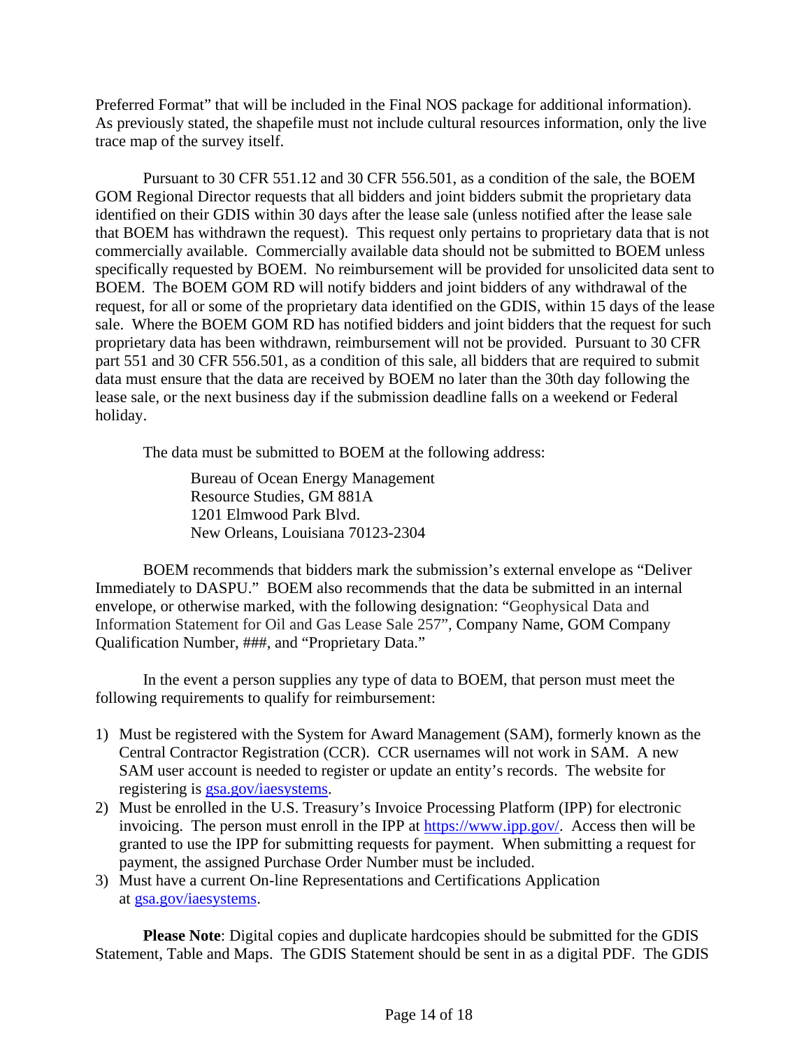Preferred Format" that will be included in the Final NOS package for additional information). As previously stated, the shapefile must not include cultural resources information, only the live trace map of the survey itself.

Pursuant to 30 CFR 551.12 and 30 CFR 556.501, as a condition of the sale, the BOEM GOM Regional Director requests that all bidders and joint bidders submit the proprietary data identified on their GDIS within 30 days after the lease sale (unless notified after the lease sale that BOEM has withdrawn the request). This request only pertains to proprietary data that is not commercially available. Commercially available data should not be submitted to BOEM unless specifically requested by BOEM. No reimbursement will be provided for unsolicited data sent to BOEM. The BOEM GOM RD will notify bidders and joint bidders of any withdrawal of the request, for all or some of the proprietary data identified on the GDIS, within 15 days of the lease sale. Where the BOEM GOM RD has notified bidders and joint bidders that the request for such proprietary data has been withdrawn, reimbursement will not be provided. Pursuant to 30 CFR part 551 and 30 CFR 556.501, as a condition of this sale, all bidders that are required to submit data must ensure that the data are received by BOEM no later than the 30th day following the lease sale, or the next business day if the submission deadline falls on a weekend or Federal holiday.

The data must be submitted to BOEM at the following address:

Bureau of Ocean Energy Management
Resource Studies, GM 881A
1201 Elmwood Park Blvd.
New Orleans, Louisiana 70123-2304

BOEM recommends that bidders mark the submission's external envelope as "Deliver Immediately to DASPU." BOEM also recommends that the data be submitted in an internal envelope, or otherwise marked, with the following designation: "Geophysical Data and Information Statement for Oil and Gas Lease Sale 257", Company Name, GOM Company Qualification Number, ###, and "Proprietary Data."

In the event a person supplies any type of data to BOEM, that person must meet the following requirements to qualify for reimbursement:

1) Must be registered with the System for Award Management (SAM), formerly known as the Central Contractor Registration (CCR). CCR usernames will not work in SAM. A new SAM user account is needed to register or update an entity's records. The website for registering is gsa.gov/iaesystems.
2) Must be enrolled in the U.S. Treasury's Invoice Processing Platform (IPP) for electronic invoicing. The person must enroll in the IPP at https://www.ipp.gov/. Access then will be granted to use the IPP for submitting requests for payment. When submitting a request for payment, the assigned Purchase Order Number must be included.
3) Must have a current On-line Representations and Certifications Application at gsa.gov/iaesystems.

**Please Note**: Digital copies and duplicate hardcopies should be submitted for the GDIS Statement, Table and Maps. The GDIS Statement should be sent in as a digital PDF. The GDIS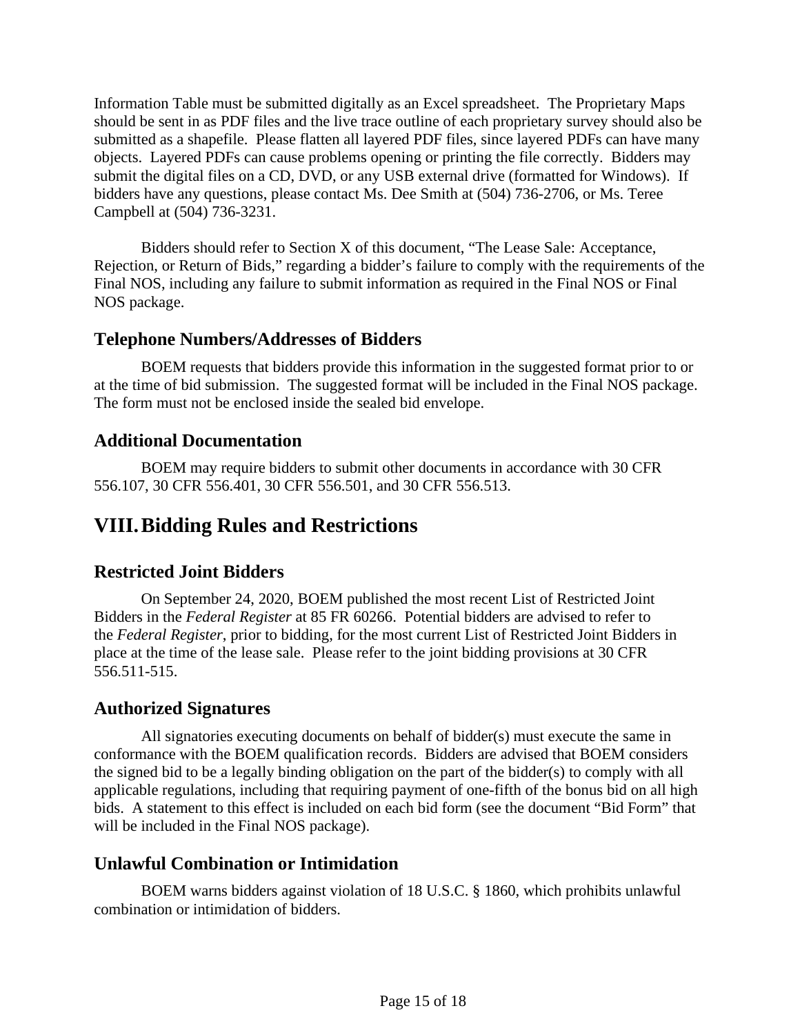Information Table must be submitted digitally as an Excel spreadsheet. The Proprietary Maps should be sent in as PDF files and the live trace outline of each proprietary survey should also be submitted as a shapefile. Please flatten all layered PDF files, since layered PDFs can have many objects. Layered PDFs can cause problems opening or printing the file correctly. Bidders may submit the digital files on a CD, DVD, or any USB external drive (formatted for Windows). If bidders have any questions, please contact Ms. Dee Smith at (504) 736-2706, or Ms. Teree Campbell at (504) 736-3231.

Bidders should refer to Section X of this document, "The Lease Sale: Acceptance, Rejection, or Return of Bids," regarding a bidder's failure to comply with the requirements of the Final NOS, including any failure to submit information as required in the Final NOS or Final NOS package.

## Telephone Numbers/Addresses of Bidders

BOEM requests that bidders provide this information in the suggested format prior to or at the time of bid submission. The suggested format will be included in the Final NOS package. The form must not be enclosed inside the sealed bid envelope.

## Additional Documentation

BOEM may require bidders to submit other documents in accordance with 30 CFR 556.107, 30 CFR 556.401, 30 CFR 556.501, and 30 CFR 556.513.

# VIII. Bidding Rules and Restrictions

## Restricted Joint Bidders

On September 24, 2020, BOEM published the most recent List of Restricted Joint Bidders in the *Federal Register* at 85 FR 60266. Potential bidders are advised to refer to the *Federal Register*, prior to bidding, for the most current List of Restricted Joint Bidders in place at the time of the lease sale. Please refer to the joint bidding provisions at 30 CFR 556.511-515.

## Authorized Signatures

All signatories executing documents on behalf of bidder(s) must execute the same in conformance with the BOEM qualification records. Bidders are advised that BOEM considers the signed bid to be a legally binding obligation on the part of the bidder(s) to comply with all applicable regulations, including that requiring payment of one-fifth of the bonus bid on all high bids. A statement to this effect is included on each bid form (see the document "Bid Form" that will be included in the Final NOS package).

## Unlawful Combination or Intimidation

BOEM warns bidders against violation of 18 U.S.C. § 1860, which prohibits unlawful combination or intimidation of bidders.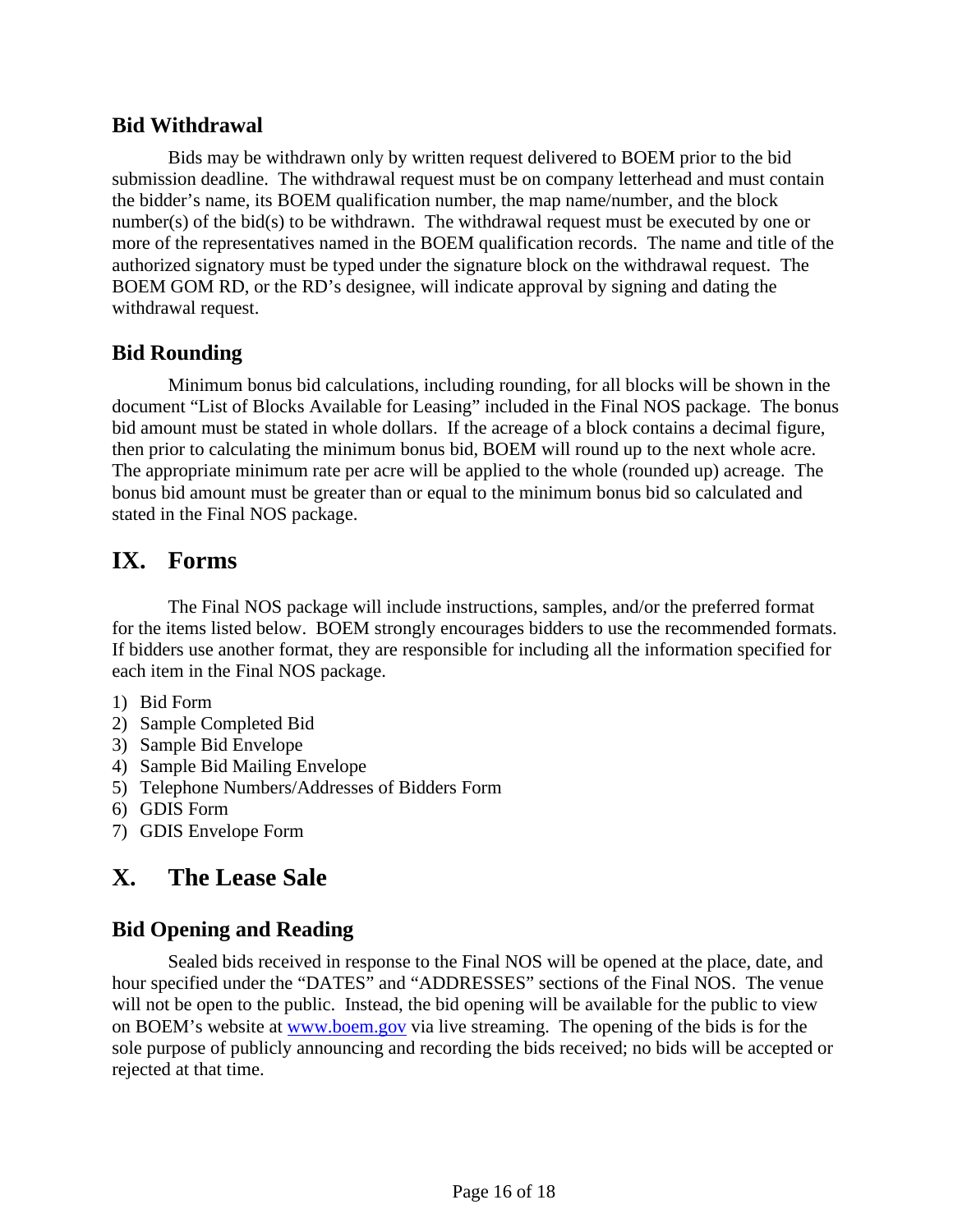### Bid Withdrawal

Bids may be withdrawn only by written request delivered to BOEM prior to the bid submission deadline. The withdrawal request must be on company letterhead and must contain the bidder's name, its BOEM qualification number, the map name/number, and the block number(s) of the bid(s) to be withdrawn. The withdrawal request must be executed by one or more of the representatives named in the BOEM qualification records. The name and title of the authorized signatory must be typed under the signature block on the withdrawal request. The BOEM GOM RD, or the RD's designee, will indicate approval by signing and dating the withdrawal request.

### Bid Rounding

Minimum bonus bid calculations, including rounding, for all blocks will be shown in the document "List of Blocks Available for Leasing" included in the Final NOS package. The bonus bid amount must be stated in whole dollars. If the acreage of a block contains a decimal figure, then prior to calculating the minimum bonus bid, BOEM will round up to the next whole acre. The appropriate minimum rate per acre will be applied to the whole (rounded up) acreage. The bonus bid amount must be greater than or equal to the minimum bonus bid so calculated and stated in the Final NOS package.

## IX. Forms

The Final NOS package will include instructions, samples, and/or the preferred format for the items listed below. BOEM strongly encourages bidders to use the recommended formats. If bidders use another format, they are responsible for including all the information specified for each item in the Final NOS package.

1) Bid Form
2) Sample Completed Bid
3) Sample Bid Envelope
4) Sample Bid Mailing Envelope
5) Telephone Numbers/Addresses of Bidders Form
6) GDIS Form
7) GDIS Envelope Form

## X. The Lease Sale

### Bid Opening and Reading

Sealed bids received in response to the Final NOS will be opened at the place, date, and hour specified under the "DATES" and "ADDRESSES" sections of the Final NOS. The venue will not be open to the public. Instead, the bid opening will be available for the public to view on BOEM's website at www.boem.gov via live streaming. The opening of the bids is for the sole purpose of publicly announcing and recording the bids received; no bids will be accepted or rejected at that time.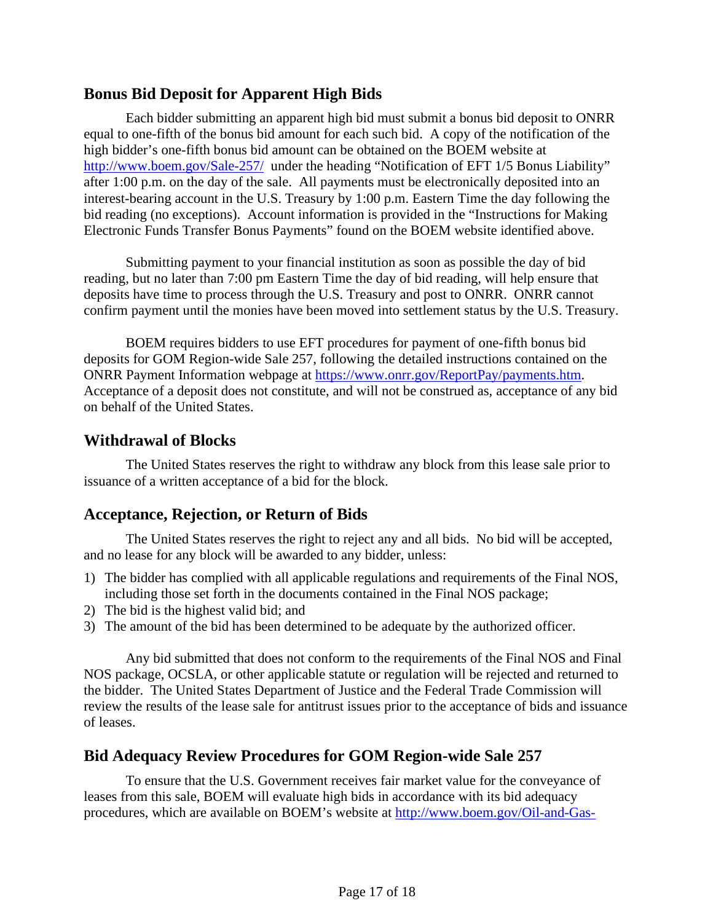## Bonus Bid Deposit for Apparent High Bids

Each bidder submitting an apparent high bid must submit a bonus bid deposit to ONRR equal to one-fifth of the bonus bid amount for each such bid. A copy of the notification of the high bidder's one-fifth bonus bid amount can be obtained on the BOEM website at http://www.boem.gov/Sale-257/ under the heading "Notification of EFT 1/5 Bonus Liability" after 1:00 p.m. on the day of the sale. All payments must be electronically deposited into an interest-bearing account in the U.S. Treasury by 1:00 p.m. Eastern Time the day following the bid reading (no exceptions). Account information is provided in the "Instructions for Making Electronic Funds Transfer Bonus Payments" found on the BOEM website identified above.

Submitting payment to your financial institution as soon as possible the day of bid reading, but no later than 7:00 pm Eastern Time the day of bid reading, will help ensure that deposits have time to process through the U.S. Treasury and post to ONRR. ONRR cannot confirm payment until the monies have been moved into settlement status by the U.S. Treasury.

BOEM requires bidders to use EFT procedures for payment of one-fifth bonus bid deposits for GOM Region-wide Sale 257, following the detailed instructions contained on the ONRR Payment Information webpage at https://www.onrr.gov/ReportPay/payments.htm. Acceptance of a deposit does not constitute, and will not be construed as, acceptance of any bid on behalf of the United States.

## Withdrawal of Blocks

The United States reserves the right to withdraw any block from this lease sale prior to issuance of a written acceptance of a bid for the block.

## Acceptance, Rejection, or Return of Bids

The United States reserves the right to reject any and all bids. No bid will be accepted, and no lease for any block will be awarded to any bidder, unless:

1) The bidder has complied with all applicable regulations and requirements of the Final NOS, including those set forth in the documents contained in the Final NOS package;
2) The bid is the highest valid bid; and
3) The amount of the bid has been determined to be adequate by the authorized officer.

Any bid submitted that does not conform to the requirements of the Final NOS and Final NOS package, OCSLA, or other applicable statute or regulation will be rejected and returned to the bidder. The United States Department of Justice and the Federal Trade Commission will review the results of the lease sale for antitrust issues prior to the acceptance of bids and issuance of leases.

## Bid Adequacy Review Procedures for GOM Region-wide Sale 257

To ensure that the U.S. Government receives fair market value for the conveyance of leases from this sale, BOEM will evaluate high bids in accordance with its bid adequacy procedures, which are available on BOEM's website at http://www.boem.gov/Oil-and-Gas-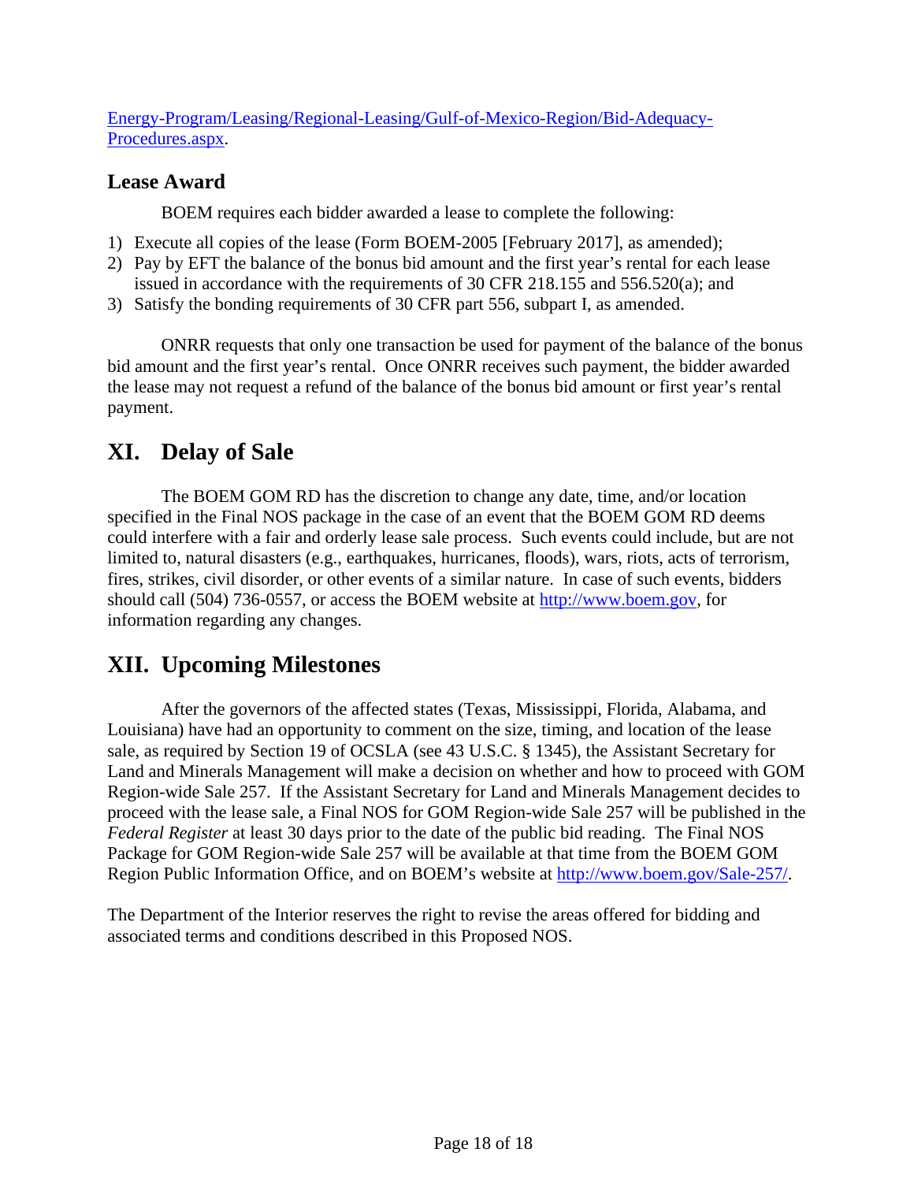Energy-Program/Leasing/Regional-Leasing/Gulf-of-Mexico-Region/Bid-Adequacy-Procedures.aspx.

### Lease Award

BOEM requires each bidder awarded a lease to complete the following:

1) Execute all copies of the lease (Form BOEM-2005 [February 2017], as amended);
2) Pay by EFT the balance of the bonus bid amount and the first year's rental for each lease issued in accordance with the requirements of 30 CFR 218.155 and 556.520(a); and
3) Satisfy the bonding requirements of 30 CFR part 556, subpart I, as amended.

ONRR requests that only one transaction be used for payment of the balance of the bonus bid amount and the first year's rental. Once ONRR receives such payment, the bidder awarded the lease may not request a refund of the balance of the bonus bid amount or first year's rental payment.

## XI. Delay of Sale

The BOEM GOM RD has the discretion to change any date, time, and/or location specified in the Final NOS package in the case of an event that the BOEM GOM RD deems could interfere with a fair and orderly lease sale process. Such events could include, but are not limited to, natural disasters (e.g., earthquakes, hurricanes, floods), wars, riots, acts of terrorism, fires, strikes, civil disorder, or other events of a similar nature. In case of such events, bidders should call (504) 736-0557, or access the BOEM website at http://www.boem.gov, for information regarding any changes.

## XII. Upcoming Milestones

After the governors of the affected states (Texas, Mississippi, Florida, Alabama, and Louisiana) have had an opportunity to comment on the size, timing, and location of the lease sale, as required by Section 19 of OCSLA (see 43 U.S.C. § 1345), the Assistant Secretary for Land and Minerals Management will make a decision on whether and how to proceed with GOM Region-wide Sale 257. If the Assistant Secretary for Land and Minerals Management decides to proceed with the lease sale, a Final NOS for GOM Region-wide Sale 257 will be published in the *Federal Register* at least 30 days prior to the date of the public bid reading. The Final NOS Package for GOM Region-wide Sale 257 will be available at that time from the BOEM GOM Region Public Information Office, and on BOEM's website at http://www.boem.gov/Sale-257/.

The Department of the Interior reserves the right to revise the areas offered for bidding and associated terms and conditions described in this Proposed NOS.